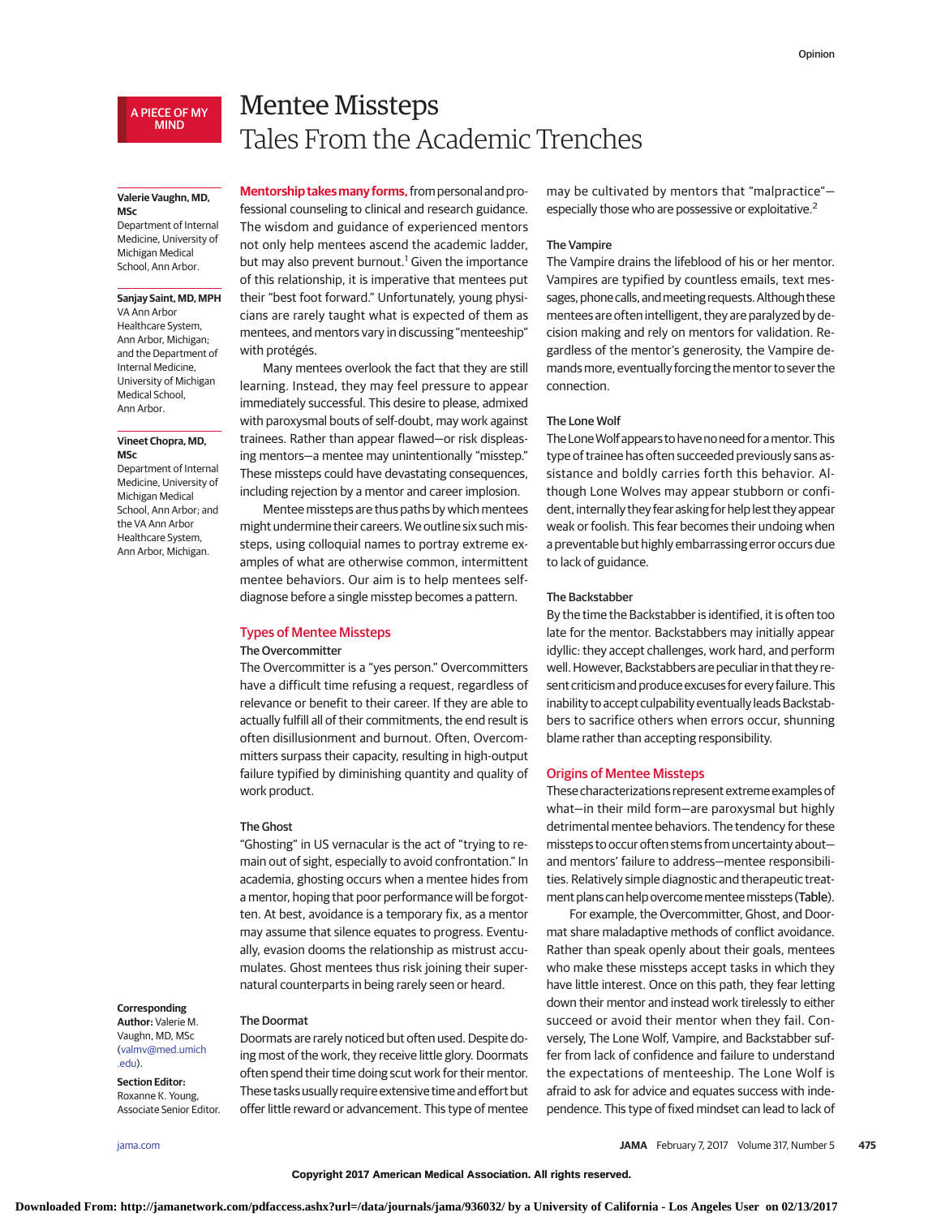A PIECE OF MY MIND

# Mentee Missteps
## Tales From the Academic Trenches

**Valerie Vaughn, MD, MSc**
Department of Internal Medicine, University of Michigan Medical School, Ann Arbor.

**Sanjay Saint, MD, MPH**
VA Ann Arbor Healthcare System, Ann Arbor, Michigan; and the Department of Internal Medicine, University of Michigan Medical School, Ann Arbor.

**Vineet Chopra, MD, MSc**
Department of Internal Medicine, University of Michigan Medical School, Ann Arbor; and the VA Ann Arbor Healthcare System, Ann Arbor, Michigan.

**Corresponding Author:** Valerie M. Vaughn, MD, MSc (valmv@med.umich.edu).

**Section Editor:** Roxanne K. Young, Associate Senior Editor.

**Mentorship takes many forms,** from personal and professional counseling to clinical and research guidance. The wisdom and guidance of experienced mentors not only help mentees ascend the academic ladder, but may also prevent burnout.[1] Given the importance of this relationship, it is imperative that mentees put their "best foot forward." Unfortunately, young physicians are rarely taught what is expected of them as mentees, and mentors vary in discussing "menteeship" with protégés.

Many mentees overlook the fact that they are still learning. Instead, they may feel pressure to appear immediately successful. This desire to please, admixed with paroxysmal bouts of self-doubt, may work against trainees. Rather than appear flawed—or risk displeasing mentors—a mentee may unintentionally "misstep." These missteps could have devastating consequences, including rejection by a mentor and career implosion.

Mentee missteps are thus paths by which mentees might undermine their careers. We outline six such missteps, using colloquial names to portray extreme examples of what are otherwise common, intermittent mentee behaviors. Our aim is to help mentees self-diagnose before a single misstep becomes a pattern.

## Types of Mentee Missteps

### The Overcommitter

The Overcommitter is a "yes person." Overcommitters have a difficult time refusing a request, regardless of relevance or benefit to their career. If they are able to actually fulfill all of their commitments, the end result is often disillusionment and burnout. Often, Overcommitters surpass their capacity, resulting in high-output failure typified by diminishing quantity and quality of work product.

### The Ghost

"Ghosting" in US vernacular is the act of "trying to remain out of sight, especially to avoid confrontation." In academia, ghosting occurs when a mentee hides from a mentor, hoping that poor performance will be forgotten. At best, avoidance is a temporary fix, as a mentor may assume that silence equates to progress. Eventually, evasion dooms the relationship as mistrust accumulates. Ghost mentees thus risk joining their supernatural counterparts in being rarely seen or heard.

### The Doormat

Doormats are rarely noticed but often used. Despite doing most of the work, they receive little glory. Doormats often spend their time doing scut work for their mentor. These tasks usually require extensive time and effort but offer little reward or advancement. This type of mentee may be cultivated by mentors that "malpractice"—especially those who are possessive or exploitative.[2]

### The Vampire

The Vampire drains the lifeblood of his or her mentor. Vampires are typified by countless emails, text messages, phone calls, and meeting requests. Although these mentees are often intelligent, they are paralyzed by decision making and rely on mentors for validation. Regardless of the mentor's generosity, the Vampire demands more, eventually forcing the mentor to sever the connection.

### The Lone Wolf

The Lone Wolf appears to have no need for a mentor. This type of trainee has often succeeded previously sans assistance and boldly carries forth this behavior. Although Lone Wolves may appear stubborn or confident, internally they fear asking for help lest they appear weak or foolish. This fear becomes their undoing when a preventable but highly embarrassing error occurs due to lack of guidance.

### The Backstabber

By the time the Backstabber is identified, it is often too late for the mentor. Backstabbers may initially appear idyllic: they accept challenges, work hard, and perform well. However, Backstabbers are peculiar in that they resent criticism and produce excuses for every failure. This inability to accept culpability eventually leads Backstabbers to sacrifice others when errors occur, shunning blame rather than accepting responsibility.

## Origins of Mentee Missteps

These characterizations represent extreme examples of what—in their mild form—are paroxysmal but highly detrimental mentee behaviors. The tendency for these missteps to occur often stems from uncertainty about—and mentors' failure to address—mentee responsibilities. Relatively simple diagnostic and therapeutic treatment plans can help overcome mentee missteps (Table).

For example, the Overcommitter, Ghost, and Doormat share maladaptive methods of conflict avoidance. Rather than speak openly about their goals, mentees who make these missteps accept tasks in which they have little interest. Once on this path, they fear letting down their mentor and instead work tirelessly to either succeed or avoid their mentor when they fail. Conversely, The Lone Wolf, Vampire, and Backstabber suffer from lack of confidence and failure to understand the expectations of menteeship. The Lone Wolf is afraid to ask for advice and equates success with independence. This type of fixed mindset can lead to lack of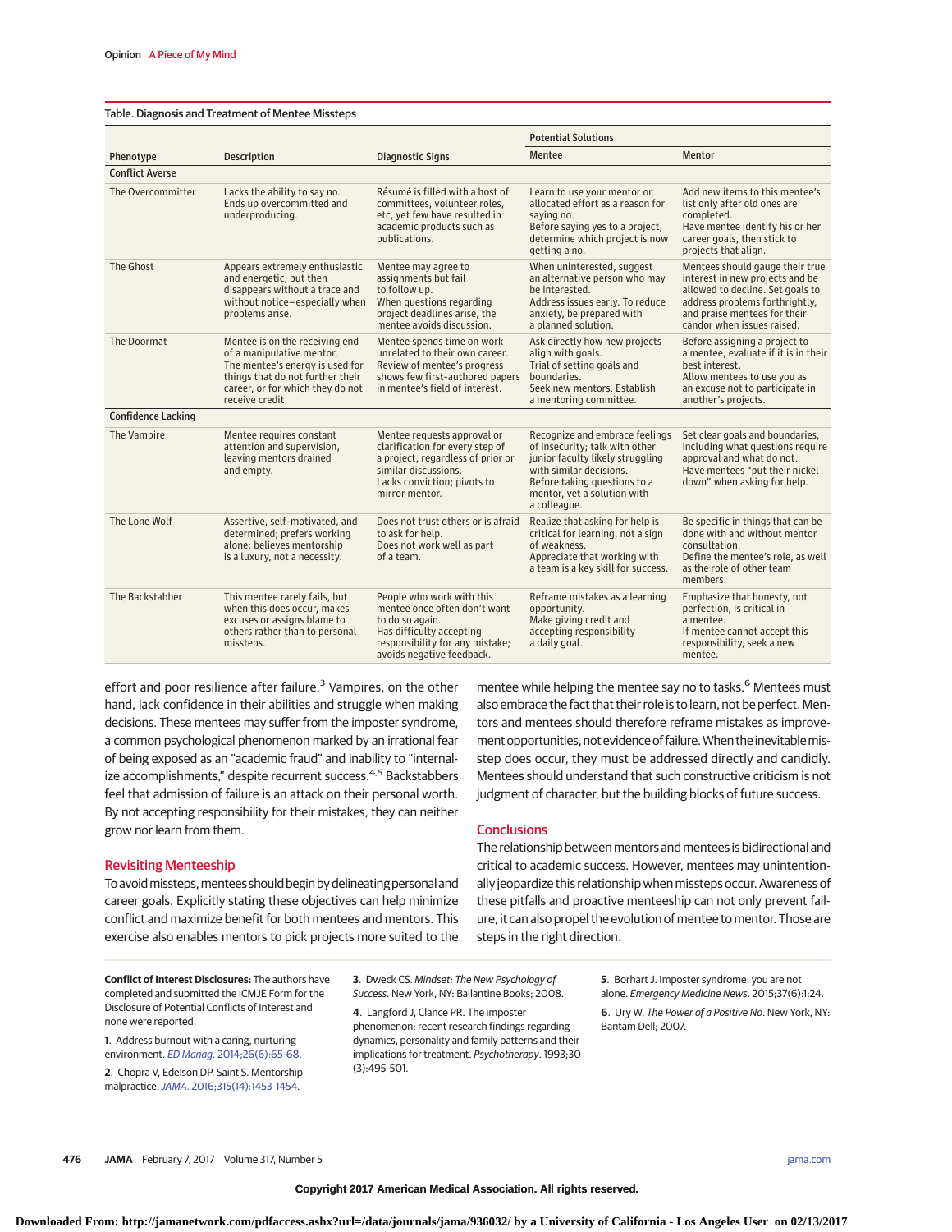Table. Diagnosis and Treatment of Mentee Missteps

| Phenotype | Description | Diagnostic Signs | Potential Solutions | |
|---|---|---|---|---|
| | | | Mentee | Mentor |
| **Conflict Averse** | | | | |
| The Overcommitter | Lacks the ability to say no. Ends up overcommitted and underproducing. | Résumé is filled with a host of committees, volunteer roles, etc, yet few have resulted in academic products such as publications. | Learn to use your mentor or allocated effort as a reason for saying no. Before saying yes to a project, determine which project is now getting a no. | Add new items to this mentee's list only after old ones are completed. Have mentee identify his or her career goals, then stick to projects that align. |
| The Ghost | Appears extremely enthusiastic and energetic, but then disappears without a trace and without notice—especially when problems arise. | Mentee may agree to assignments but fail to follow up. When questions regarding project deadlines arise, the mentee avoids discussion. | When uninterested, suggest an alternative person who may be interested. Address issues early. To reduce anxiety, be prepared with a planned solution. | Mentees should gauge their true interest in new projects and be allowed to decline. Set goals to address problems forthrightly, and praise mentees for their candor when issues raised. |
| The Doormat | Mentee is on the receiving end of a manipulative mentor. The mentee's energy is used for things that do not further their career, or for which they do not receive credit. | Mentee spends time on work unrelated to their own career. Review of mentee's progress shows few first-authored papers in mentee's field of interest. | Ask directly how new projects align with goals. Trial of setting goals and boundaries. Seek new mentors. Establish a mentoring committee. | Before assigning a project to a mentee, evaluate if it is in their best interest. Allow mentees to use you as an excuse not to participate in another's projects. |
| **Confidence Lacking** | | | | |
| The Vampire | Mentee requires constant attention and supervision, leaving mentors drained and empty. | Mentee requests approval or clarification for every step of a project, regardless of prior or similar discussions. Lacks conviction; pivots to mirror mentor. | Recognize and embrace feelings of insecurity; talk with other junior faculty likely struggling with similar decisions. Before taking questions to a mentor, vet a solution with a colleague. | Set clear goals and boundaries, including what questions require approval and what do not. Have mentees "put their nickel down" when asking for help. |
| The Lone Wolf | Assertive, self-motivated, and determined; prefers working alone; believes mentorship is a luxury, not a necessity. | Does not trust others or is afraid to ask for help. Does not work well as part of a team. | Realize that asking for help is critical for learning, not a sign of weakness. Appreciate that working with a team is a key skill for success. | Be specific in things that can be done with and without mentor consultation. Define the mentee's role, as well as the role of other team members. |
| The Backstabber | This mentee rarely fails, but when this does occur, makes excuses or assigns blame to others rather than to personal missteps. | People who work with this mentee once often don't want to do so again. Has difficulty accepting responsibility for any mistake; avoids negative feedback. | Reframe mistakes as a learning opportunity. Make giving credit and accepting responsibility a daily goal. | Emphasize that honesty, not perfection, is critical in a mentee. If mentee cannot accept this responsibility, seek a new mentee. |

effort and poor resilience after failure.[3] Vampires, on the other hand, lack confidence in their abilities and struggle when making decisions. These mentees may suffer from the imposter syndrome, a common psychological phenomenon marked by an irrational fear of being exposed as an "academic fraud" and inability to "internalize accomplishments," despite recurrent success.[4,5] Backstabbers feel that admission of failure is an attack on their personal worth. By not accepting responsibility for their mistakes, they can neither grow nor learn from them.

## Revisiting Menteeship

To avoid missteps, mentees should begin by delineating personal and career goals. Explicitly stating these objectives can help minimize conflict and maximize benefit for both mentees and mentors. This exercise also enables mentors to pick projects more suited to the mentee while helping the mentee say no to tasks.[6] Mentees must also embrace the fact that their role is to learn, not be perfect. Mentors and mentees should therefore reframe mistakes as improvement opportunities, not evidence of failure. When the inevitable misstep does occur, they must be addressed directly and candidly. Mentees should understand that such constructive criticism is not judgment of character, but the building blocks of future success.

## Conclusions

The relationship between mentors and mentees is bidirectional and critical to academic success. However, mentees may unintentionally jeopardize this relationship when missteps occur. Awareness of these pitfalls and proactive menteeship can not only prevent failure, it can also propel the evolution of mentee to mentor. Those are steps in the right direction.

**Conflict of Interest Disclosures:** The authors have completed and submitted the ICMJE Form for the Disclosure of Potential Conflicts of Interest and none were reported.

1. Address burnout with a caring, nurturing environment. *ED Manag*. 2014;26(6):65-68.
2. Chopra V, Edelson DP, Saint S. Mentorship malpractice. *JAMA*. 2016;315(14):1453-1454.
3. Dweck CS. *Mindset: The New Psychology of Success*. New York, NY: Ballantine Books; 2008.
4. Langford J, Clance PR. The imposter phenomenon: recent research findings regarding dynamics, personality and family patterns and their implications for treatment. *Psychotherapy*. 1993;30(3):495-501.
5. Borhart J. Imposter syndrome: you are not alone. *Emergency Medicine News*. 2015;37(6):1:24.
6. Ury W. *The Power of a Positive No*. New York, NY: Bantam Dell; 2007.